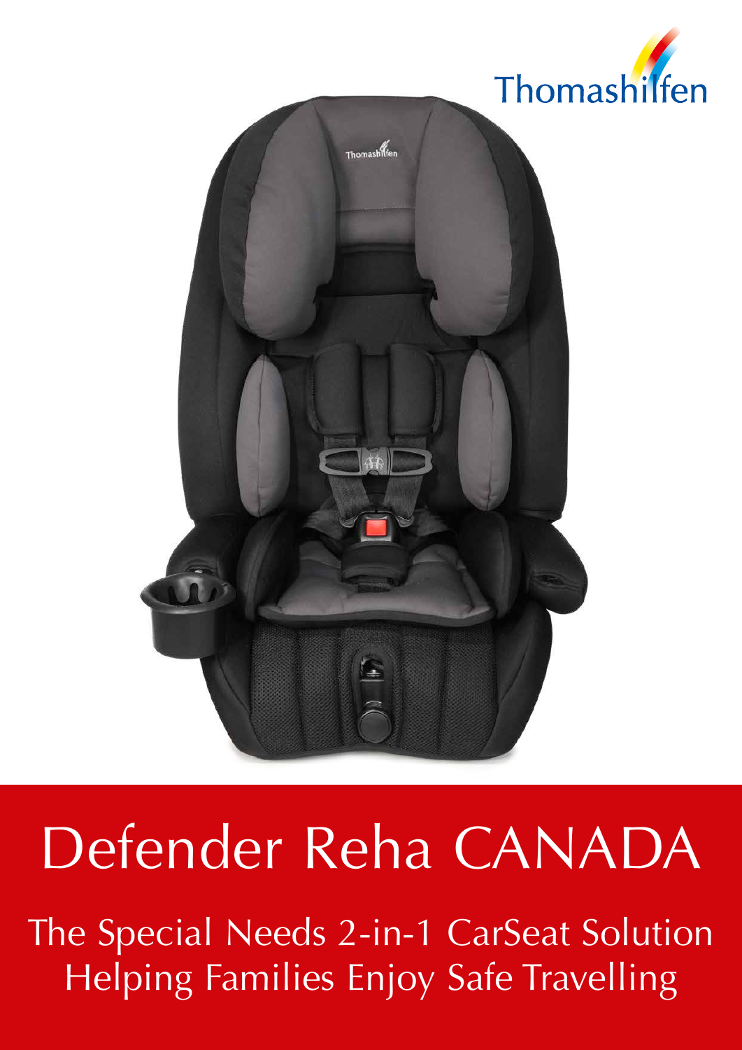Thomashilfen

# Defender Reha CANADA

The Special Needs 2-in-1 CarSeat Solution
Helping Families Enjoy Safe Travelling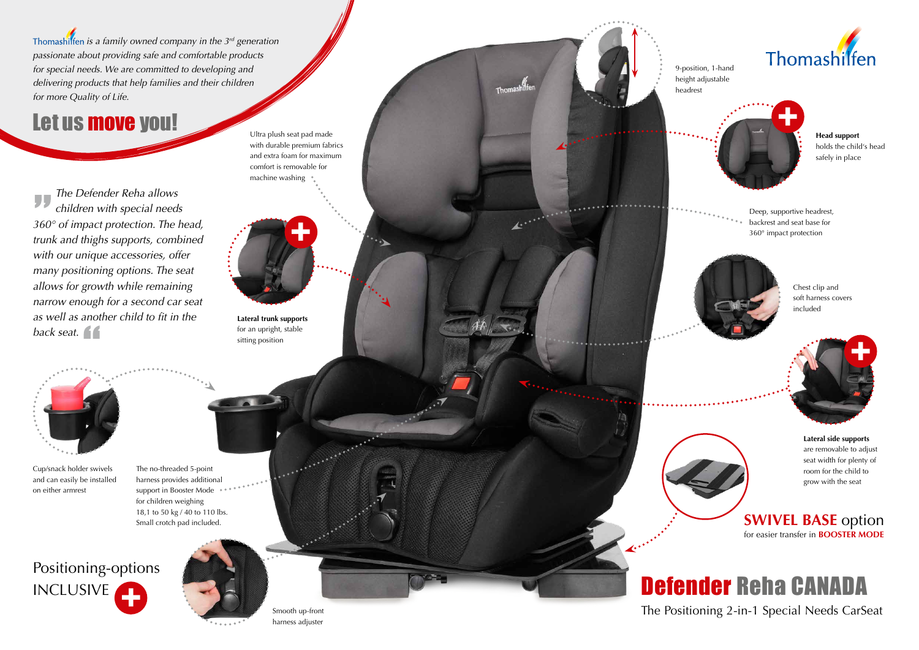Thomashilfen is a *family owned company in the 3rd generation passionate about providing safe and comfortable products for special needs. We are committed to developing and delivering products that help families and their children for more Quality of Life.*

# Let us move you!

> *The Defender Reha allows children with special needs 360° of impact protection. The head, trunk and thighs supports, combined with our unique accessories, offer many positioning options. The seat allows for growth while remaining narrow enough for a second car seat as well as another child to fit in the back seat.*

Ultra plush seat pad made with durable premium fabrics and extra foam for maximum comfort is removable for machine washing

**Lateral trunk supports** for an upright, stable sitting position

Cup/snack holder swivels and can easily be installed on either armrest

The no-threaded 5-point harness provides additional support in Booster Mode for children weighing 18,1 to 50 kg / 40 to 110 lbs. Small crotch pad included.

Positioning-options INCLUSIVE

Smooth up-front harness adjuster

9-position, 1-hand height adjustable headrest

**Head support** holds the child's head safely in place

Deep, supportive headrest, backrest and seat base for 360° impact protection

Chest clip and soft harness covers included

**Lateral side supports** are removable to adjust seat width for plenty of room for the child to grow with the seat

## SWIVEL BASE option

for easier transfer in **BOOSTER MODE**

# Defender Reha CANADA

The Positioning 2-in-1 Special Needs CarSeat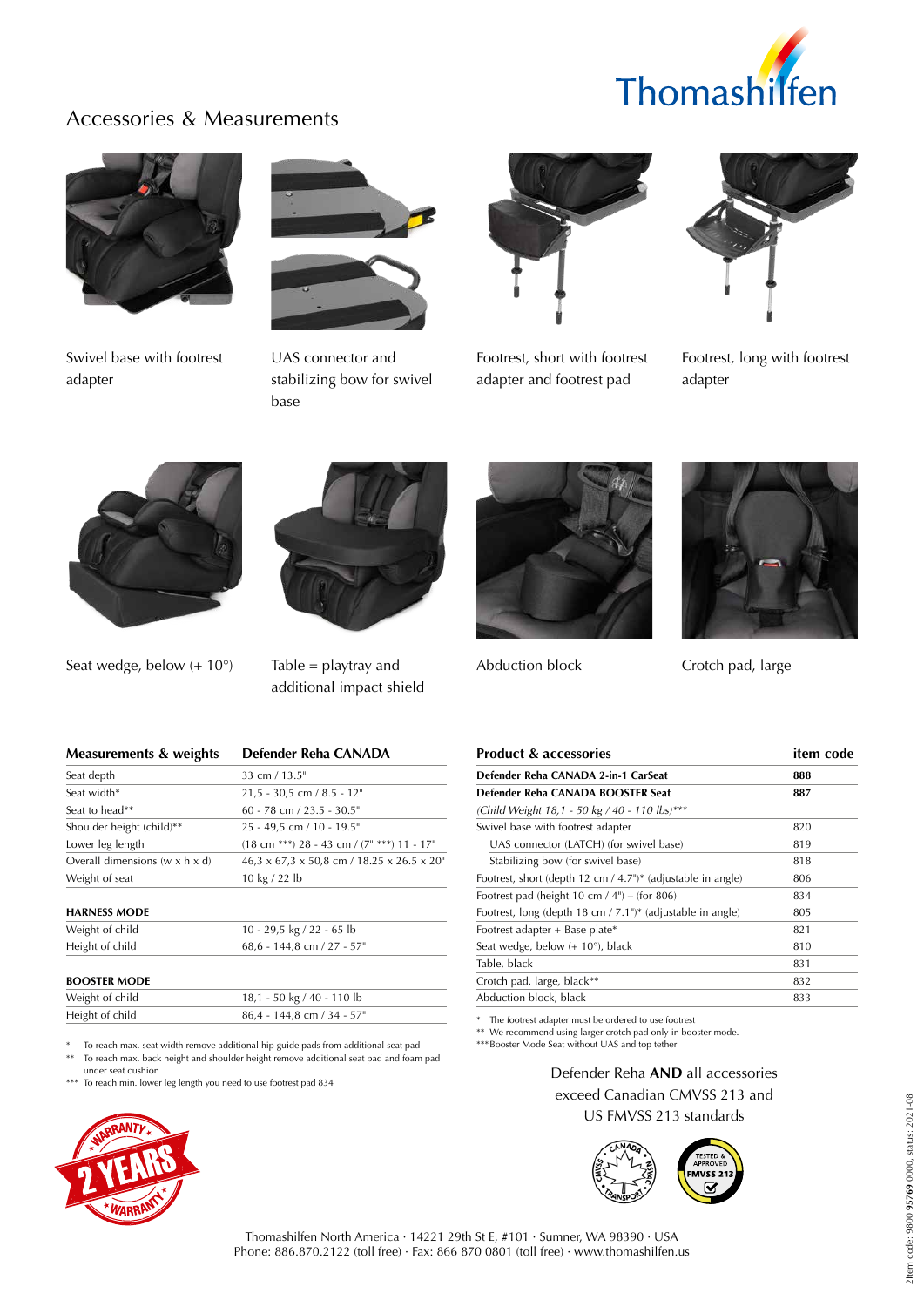## Accessories & Measurements

Swivel base with footrest adapter

UAS connector and stabilizing bow for swivel base

Footrest, short with footrest adapter and footrest pad

Footrest, long with footrest adapter

Seat wedge, below (+ 10°)

Table = playtray and additional impact shield

Abduction block

Crotch pad, large

| Measurements & weights | Defender Reha CANADA |
|---|---|
| Seat depth | 33 cm / 13.5" |
| Seat width* | 21,5 - 30,5 cm / 8.5 - 12" |
| Seat to head** | 60 - 78 cm / 23.5 - 30.5" |
| Shoulder height (child)** | 25 - 49,5 cm / 10 - 19.5" |
| Lower leg length | (18 cm ***) 28 - 43 cm / (7" ***) 11 - 17" |
| Overall dimensions (w x h x d) | 46,3 x 67,3 x 50,8 cm / 18.25 x 26.5 x 20" |
| Weight of seat | 10 kg / 22 lb |
| **HARNESS MODE** | |
| Weight of child | 10 - 29,5 kg / 22 - 65 lb |
| Height of child | 68,6 - 144,8 cm / 27 - 57" |
| **BOOSTER MODE** | |
| Weight of child | 18,1 - 50 kg / 40 - 110 lb |
| Height of child | 86,4 - 144,8 cm / 34 - 57" |

\* To reach max. seat width remove additional hip guide pads from additional seat pad
** To reach max. back height and shoulder height remove additional seat pad and foam pad under seat cushion
*** To reach min. lower leg length you need to use footrest pad 834

| Product & accessories | item code |
|---|---|
| **Defender Reha CANADA 2-in-1 CarSeat** | **888** |
| **Defender Reha CANADA BOOSTER Seat** | **887** |
| *(Child Weight 18,1 - 50 kg / 40 - 110 lbs)**** | |
| Swivel base with footrest adapter | 820 |
| UAS connector (LATCH) (for swivel base) | 819 |
| Stabilizing bow (for swivel base) | 818 |
| Footrest, short (depth 12 cm / 4.7")* (adjustable in angle) | 806 |
| Footrest pad (height 10 cm / 4") – (for 806) | 834 |
| Footrest, long (depth 18 cm / 7.1")* (adjustable in angle) | 805 |
| Footrest adapter + Base plate* | 821 |
| Seat wedge, below (+ 10°), black | 810 |
| Table, black | 831 |
| Crotch pad, large, black** | 832 |
| Abduction block, black | 833 |

\* The footrest adapter must be ordered to use footrest
** We recommend using larger crotch pad only in booster mode.
***Booster Mode Seat without UAS and top tether

Defender Reha **AND** all accessories exceed Canadian CMVSS 213 and US FMVSS 213 standards

2 YEARS WARRANTY

Thomashilfen North America · 14221 29th St E, #101 · Sumner, WA 98390 · USA
Phone: 886.870.2122 (toll free) · Fax: 866 870 0801 (toll free) · www.thomashilfen.us

2Item code: 9800 **95769** 0000, status: 2021-08